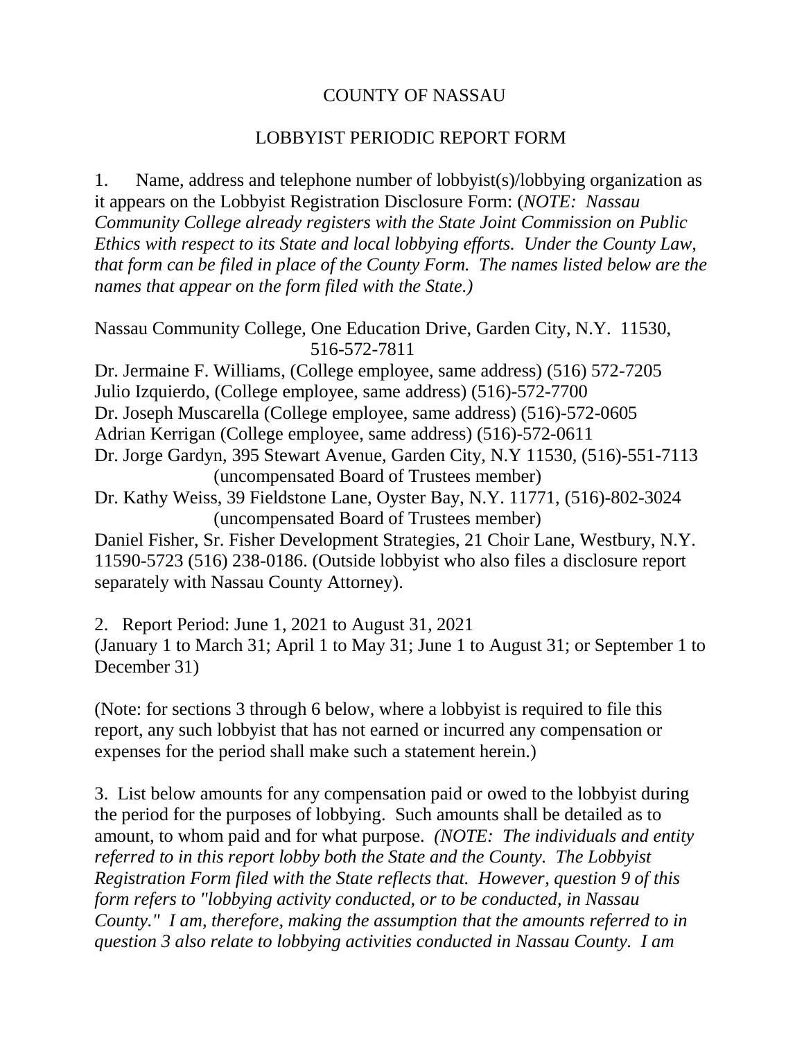# COUNTY OF NASSAU

## LOBBYIST PERIODIC REPORT FORM

1. Name, address and telephone number of lobbyist(s)/lobbying organization as it appears on the Lobbyist Registration Disclosure Form: (*NOTE: Nassau Community College already registers with the State Joint Commission on Public Ethics with respect to its State and local lobbying efforts. Under the County Law, that form can be filed in place of the County Form. The names listed below are the names that appear on the form filed with the State.)*

Nassau Community College, One Education Drive, Garden City, N.Y. 11530, 516-572-7811
Dr. Jermaine F. Williams, (College employee, same address) (516) 572-7205
Julio Izquierdo, (College employee, same address) (516)-572-7700
Dr. Joseph Muscarella (College employee, same address) (516)-572-0605
Adrian Kerrigan (College employee, same address) (516)-572-0611
Dr. Jorge Gardyn, 395 Stewart Avenue, Garden City, N.Y 11530, (516)-551-7113 (uncompensated Board of Trustees member)
Dr. Kathy Weiss, 39 Fieldstone Lane, Oyster Bay, N.Y. 11771, (516)-802-3024 (uncompensated Board of Trustees member)
Daniel Fisher, Sr. Fisher Development Strategies, 21 Choir Lane, Westbury, N.Y. 11590-5723 (516) 238-0186. (Outside lobbyist who also files a disclosure report separately with Nassau County Attorney).

2. Report Period: June 1, 2021 to August 31, 2021
(January 1 to March 31; April 1 to May 31; June 1 to August 31; or September 1 to December 31)

(Note: for sections 3 through 6 below, where a lobbyist is required to file this report, any such lobbyist that has not earned or incurred any compensation or expenses for the period shall make such a statement herein.)

3. List below amounts for any compensation paid or owed to the lobbyist during the period for the purposes of lobbying. Such amounts shall be detailed as to amount, to whom paid and for what purpose. *(NOTE: The individuals and entity referred to in this report lobby both the State and the County. The Lobbyist Registration Form filed with the State reflects that. However, question 9 of this form refers to "lobbying activity conducted, or to be conducted, in Nassau County." I am, therefore, making the assumption that the amounts referred to in question 3 also relate to lobbying activities conducted in Nassau County. I am*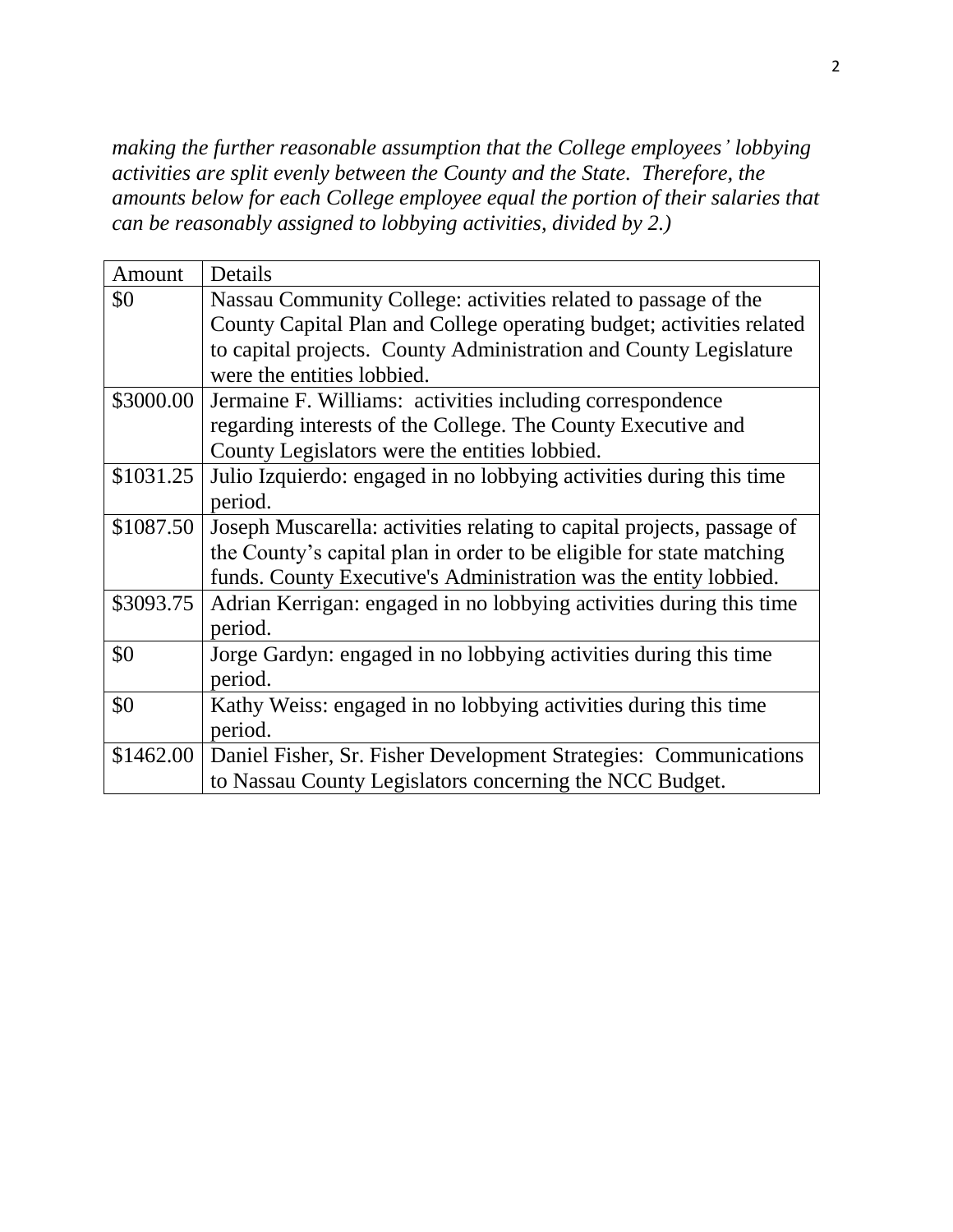*making the further reasonable assumption that the College employees' lobbying activities are split evenly between the County and the State. Therefore, the amounts below for each College employee equal the portion of their salaries that can be reasonably assigned to lobbying activities, divided by 2.)*

| Amount | Details |
|---|---|
| $0 | Nassau Community College: activities related to passage of the County Capital Plan and College operating budget; activities related to capital projects. County Administration and County Legislature were the entities lobbied. |
| $3000.00 | Jermaine F. Williams: activities including correspondence regarding interests of the College. The County Executive and County Legislators were the entities lobbied. |
| $1031.25 | Julio Izquierdo: engaged in no lobbying activities during this time period. |
| $1087.50 | Joseph Muscarella: activities relating to capital projects, passage of the County's capital plan in order to be eligible for state matching funds. County Executive's Administration was the entity lobbied. |
| $3093.75 | Adrian Kerrigan: engaged in no lobbying activities during this time period. |
| $0 | Jorge Gardyn: engaged in no lobbying activities during this time period. |
| $0 | Kathy Weiss: engaged in no lobbying activities during this time period. |
| $1462.00 | Daniel Fisher, Sr. Fisher Development Strategies: Communications to Nassau County Legislators concerning the NCC Budget. |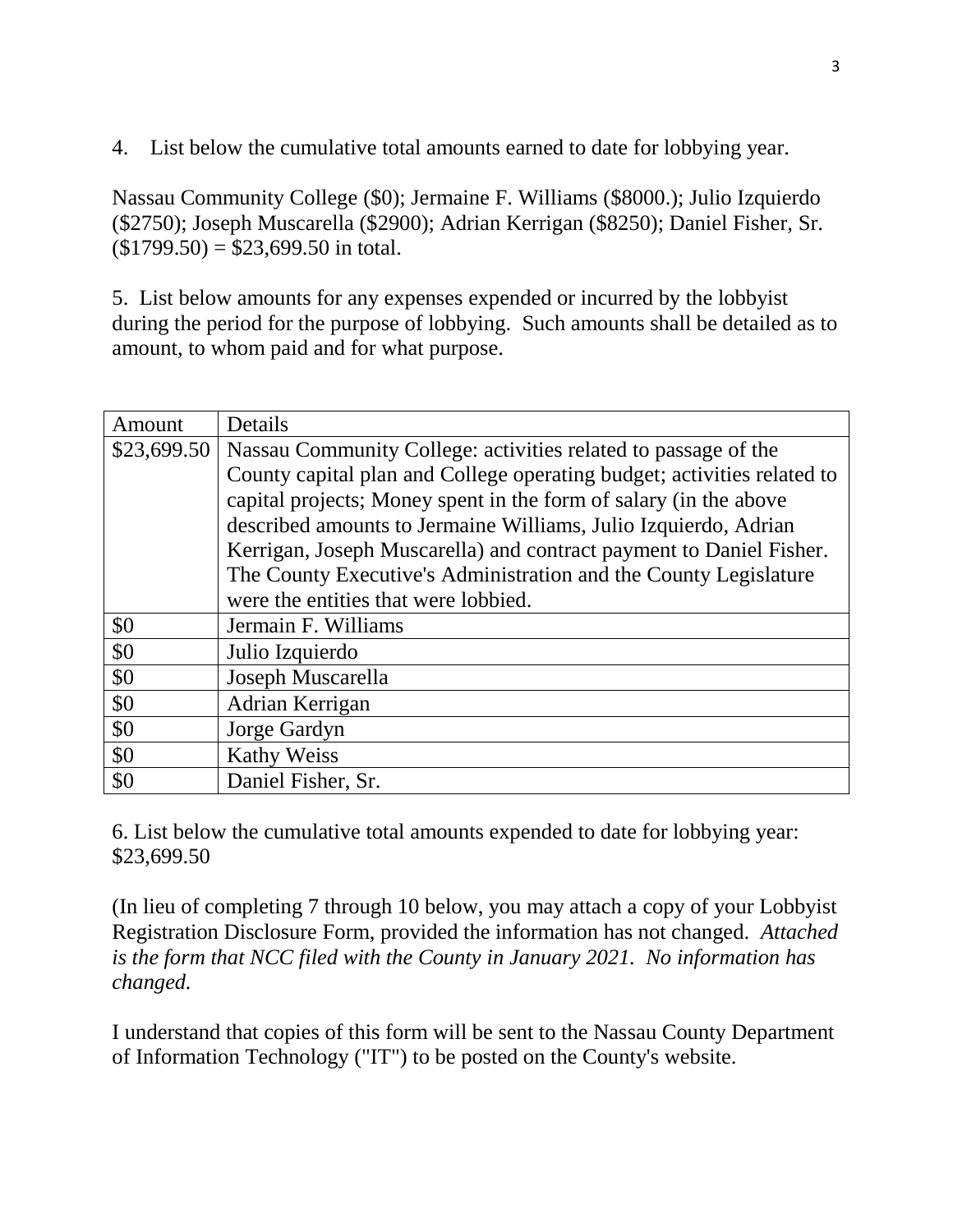4. List below the cumulative total amounts earned to date for lobbying year.

Nassau Community College ($0); Jermaine F. Williams ($8000.); Julio Izquierdo ($2750); Joseph Muscarella ($2900); Adrian Kerrigan ($8250); Daniel Fisher, Sr. ($1799.50) = $23,699.50 in total.

5. List below amounts for any expenses expended or incurred by the lobbyist during the period for the purpose of lobbying. Such amounts shall be detailed as to amount, to whom paid and for what purpose.

| Amount | Details |
| --- | --- |
| $23,699.50 | Nassau Community College: activities related to passage of the County capital plan and College operating budget; activities related to capital projects; Money spent in the form of salary (in the above described amounts to Jermaine Williams, Julio Izquierdo, Adrian Kerrigan, Joseph Muscarella) and contract payment to Daniel Fisher. The County Executive's Administration and the County Legislature were the entities that were lobbied. |
| $0 | Jermain F. Williams |
| $0 | Julio Izquierdo |
| $0 | Joseph Muscarella |
| $0 | Adrian Kerrigan |
| $0 | Jorge Gardyn |
| $0 | Kathy Weiss |
| $0 | Daniel Fisher, Sr. |

6. List below the cumulative total amounts expended to date for lobbying year: $23,699.50

(In lieu of completing 7 through 10 below, you may attach a copy of your Lobbyist Registration Disclosure Form, provided the information has not changed. *Attached is the form that NCC filed with the County in January 2021. No information has changed.*

I understand that copies of this form will be sent to the Nassau County Department of Information Technology ("IT") to be posted on the County's website.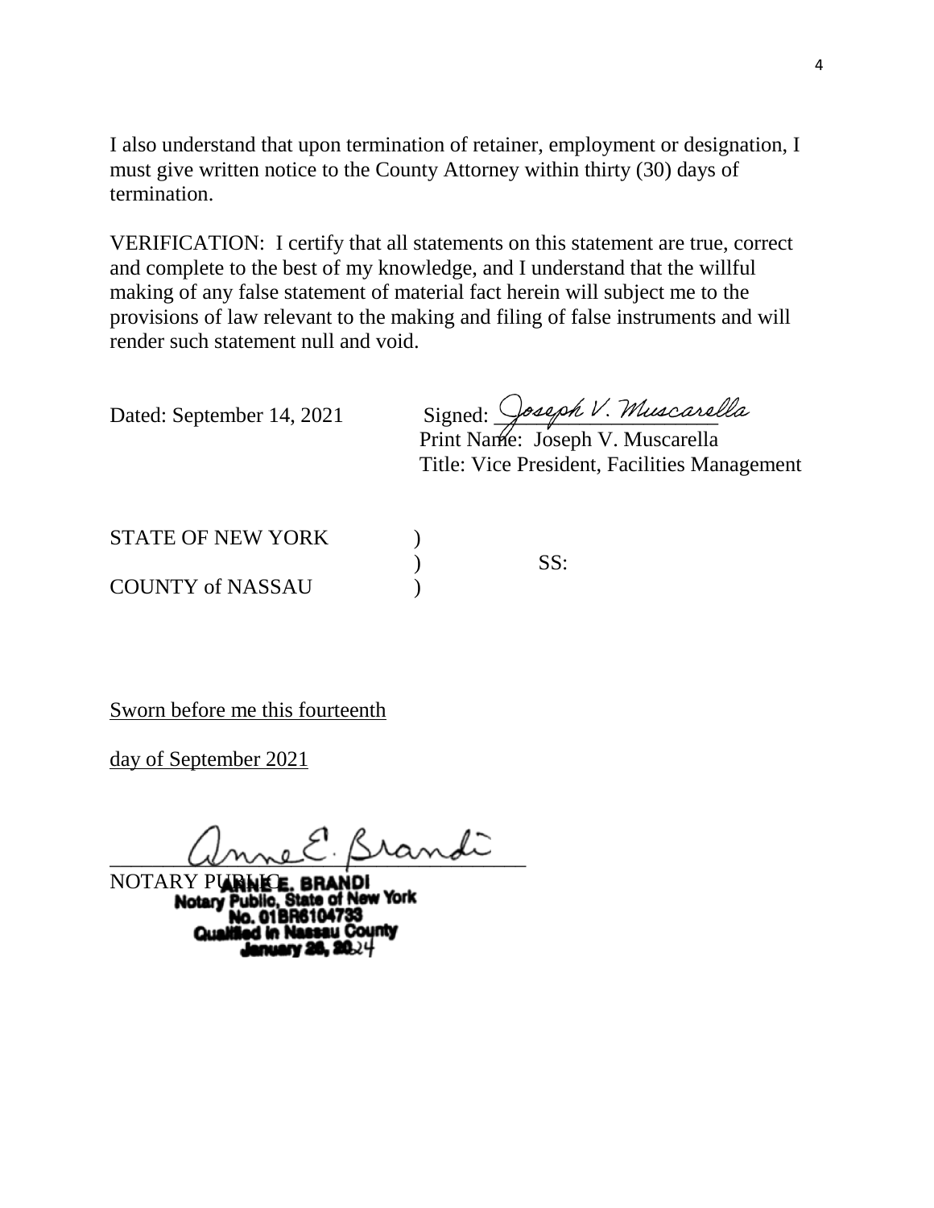I also understand that upon termination of retainer, employment or designation, I must give written notice to the County Attorney within thirty (30) days of termination.

VERIFICATION: I certify that all statements on this statement are true, correct and complete to the best of my knowledge, and I understand that the willful making of any false statement of material fact herein will subject me to the provisions of law relevant to the making and filing of false instruments and will render such statement null and void.

Dated: September 14, 2021

Signed: Joseph V. Muscarella
Print Name: Joseph V. Muscarella
Title: Vice President, Facilities Management

STATE OF NEW YORK )
) SS:
COUNTY of NASSAU )

Sworn before me this fourteenth

day of September 2021

Anne E. Brandi
NOTARY PUBLIC

ANNE E. BRANDI
Notary Public, State of New York
No. 01BR6104733
Qualified in Nassau County
January 26, 2024